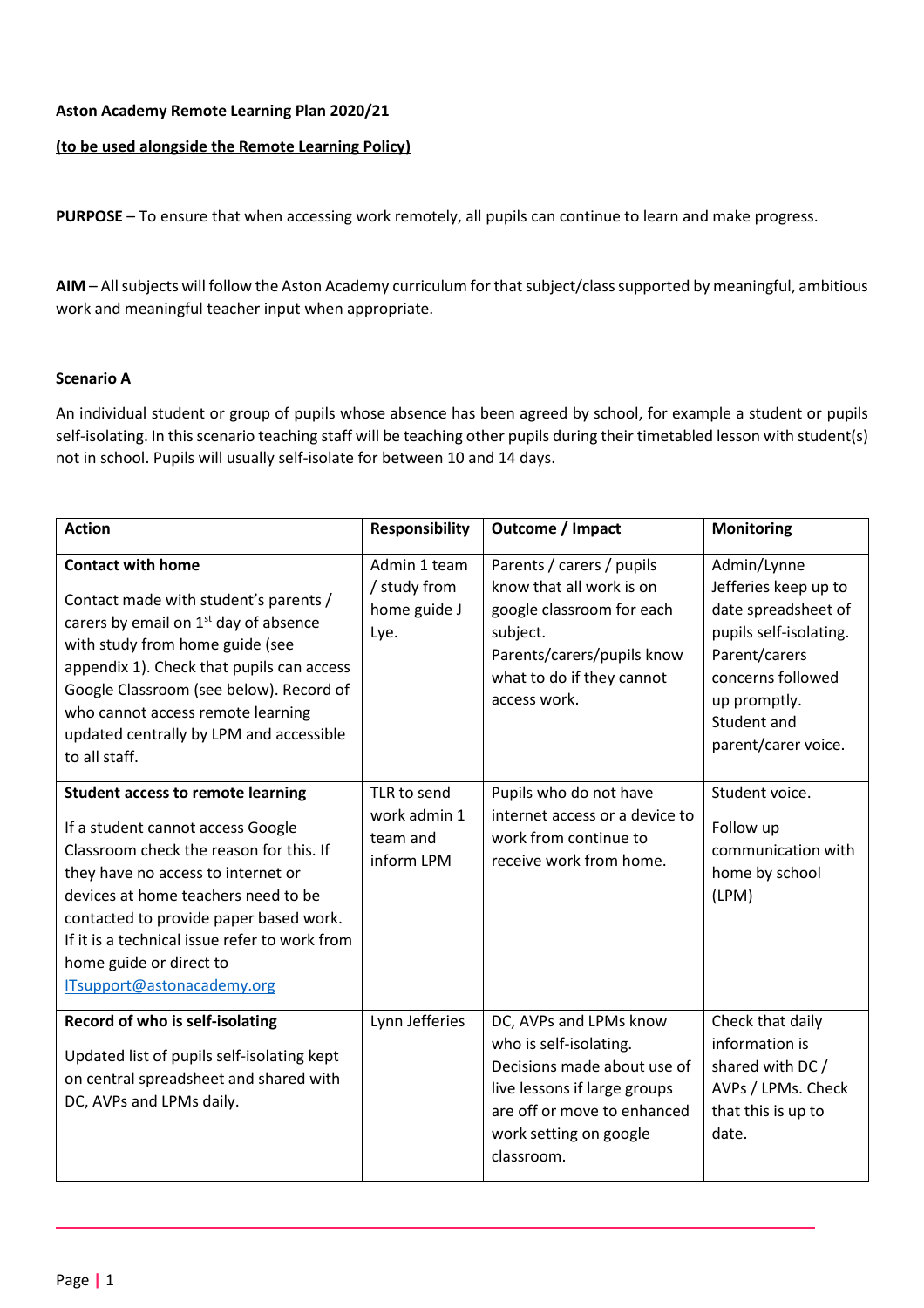**Aston Academy Remote Learning Plan 2020/21**

**(to be used alongside the Remote Learning Policy)**

**PURPOSE** – To ensure that when accessing work remotely, all pupils can continue to learn and make progress.

**AIM** – All subjects will follow the Aston Academy curriculum for that subject/class supported by meaningful, ambitious work and meaningful teacher input when appropriate.

**Scenario A**

An individual student or group of pupils whose absence has been agreed by school, for example a student or pupils self-isolating. In this scenario teaching staff will be teaching other pupils during their timetabled lesson with student(s) not in school. Pupils will usually self-isolate for between 10 and 14 days.

| Action | Responsibility | Outcome / Impact | Monitoring |
|---|---|---|---|
| **Contact with home**<br>Contact made with student's parents / carers by email on 1st day of absence with study from home guide (see appendix 1). Check that pupils can access Google Classroom (see below). Record of who cannot access remote learning updated centrally by LPM and accessible to all staff. | Admin 1 team / study from home guide J Lye. | Parents / carers / pupils know that all work is on google classroom for each subject. Parents/carers/pupils know what to do if they cannot access work. | Admin/Lynne Jefferies keep up to date spreadsheet of pupils self-isolating. Parent/carers concerns followed up promptly. Student and parent/carer voice. |
| **Student access to remote learning**<br>If a student cannot access Google Classroom check the reason for this. If they have no access to internet or devices at home teachers need to be contacted to provide paper based work. If it is a technical issue refer to work from home guide or direct to ITsupport@astonacademy.org | TLR to send work admin 1 team and inform LPM | Pupils who do not have internet access or a device to work from continue to receive work from home. | Student voice.<br>Follow up communication with home by school (LPM) |
| **Record of who is self-isolating**<br>Updated list of pupils self-isolating kept on central spreadsheet and shared with DC, AVPs and LPMs daily. | Lynn Jefferies | DC, AVPs and LPMs know who is self-isolating. Decisions made about use of live lessons if large groups are off or move to enhanced work setting on google classroom. | Check that daily information is shared with DC / AVPs / LPMs. Check that this is up to date. |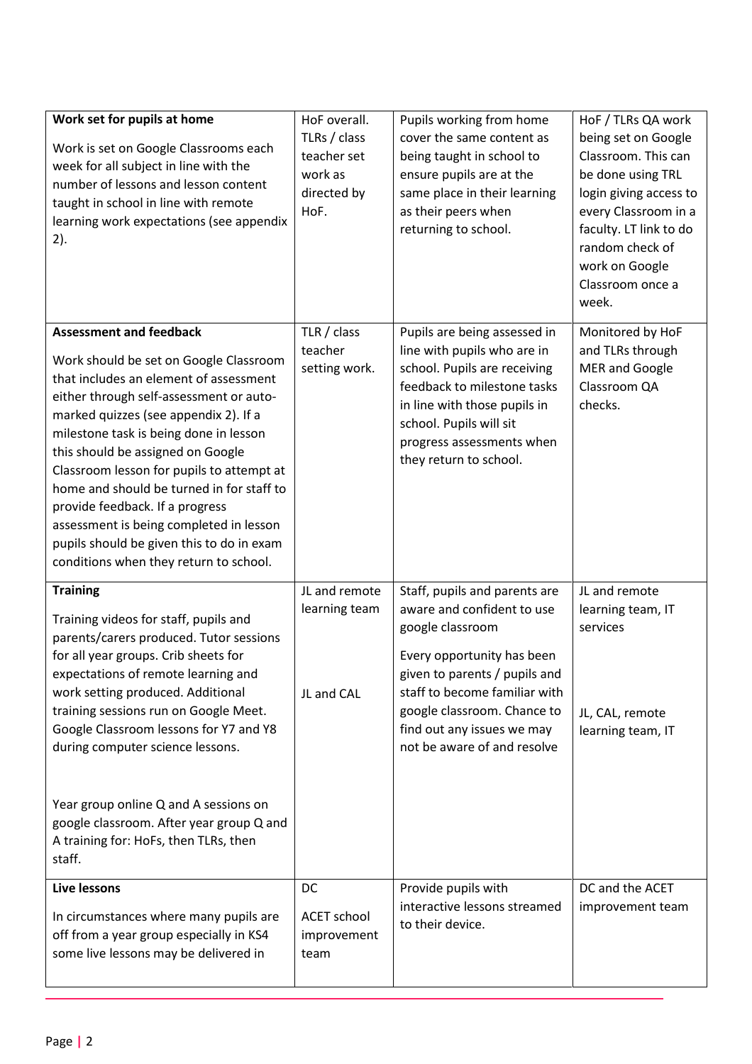| **Work set for pupils at home**<br><br>Work is set on Google Classrooms each week for all subject in line with the number of lessons and lesson content taught in school in line with remote learning work expectations (see appendix 2). | HoF overall. TLRs / class teacher set work as directed by HoF. | Pupils working from home cover the same content as being taught in school to ensure pupils are at the same place in their learning as their peers when returning to school. | HoF / TLRs QA work being set on Google Classroom. This can be done using TRL login giving access to every Classroom in a faculty. LT link to do random check of work on Google Classroom once a week. |
|---|---|---|---|
| **Assessment and feedback**<br><br>Work should be set on Google Classroom that includes an element of assessment either through self-assessment or auto-marked quizzes (see appendix 2). If a milestone task is being done in lesson this should be assigned on Google Classroom lesson for pupils to attempt at home and should be turned in for staff to provide feedback. If a progress assessment is being completed in lesson pupils should be given this to do in exam conditions when they return to school. | TLR / class teacher setting work. | Pupils are being assessed in line with pupils who are in school. Pupils are receiving feedback to milestone tasks in line with those pupils in school. Pupils will sit progress assessments when they return to school. | Monitored by HoF and TLRs through MER and Google Classroom QA checks. |
| **Training**<br><br>Training videos for staff, pupils and parents/carers produced. Tutor sessions for all year groups. Crib sheets for expectations of remote learning and work setting produced. Additional training sessions run on Google Meet. Google Classroom lessons for Y7 and Y8 during computer science lessons.<br><br>Year group online Q and A sessions on google classroom. After year group Q and A training for: HoFs, then TLRs, then staff. | JL and remote learning team<br><br>JL and CAL | Staff, pupils and parents are aware and confident to use google classroom<br><br>Every opportunity has been given to parents / pupils and staff to become familiar with google classroom. Chance to find out any issues we may not be aware of and resolve | JL and remote learning team, IT services<br><br>JL, CAL, remote learning team, IT |
| **Live lessons**<br><br>In circumstances where many pupils are off from a year group especially in KS4 some live lessons may be delivered in | DC<br><br>ACET school improvement team | Provide pupils with interactive lessons streamed to their device. | DC and the ACET improvement team |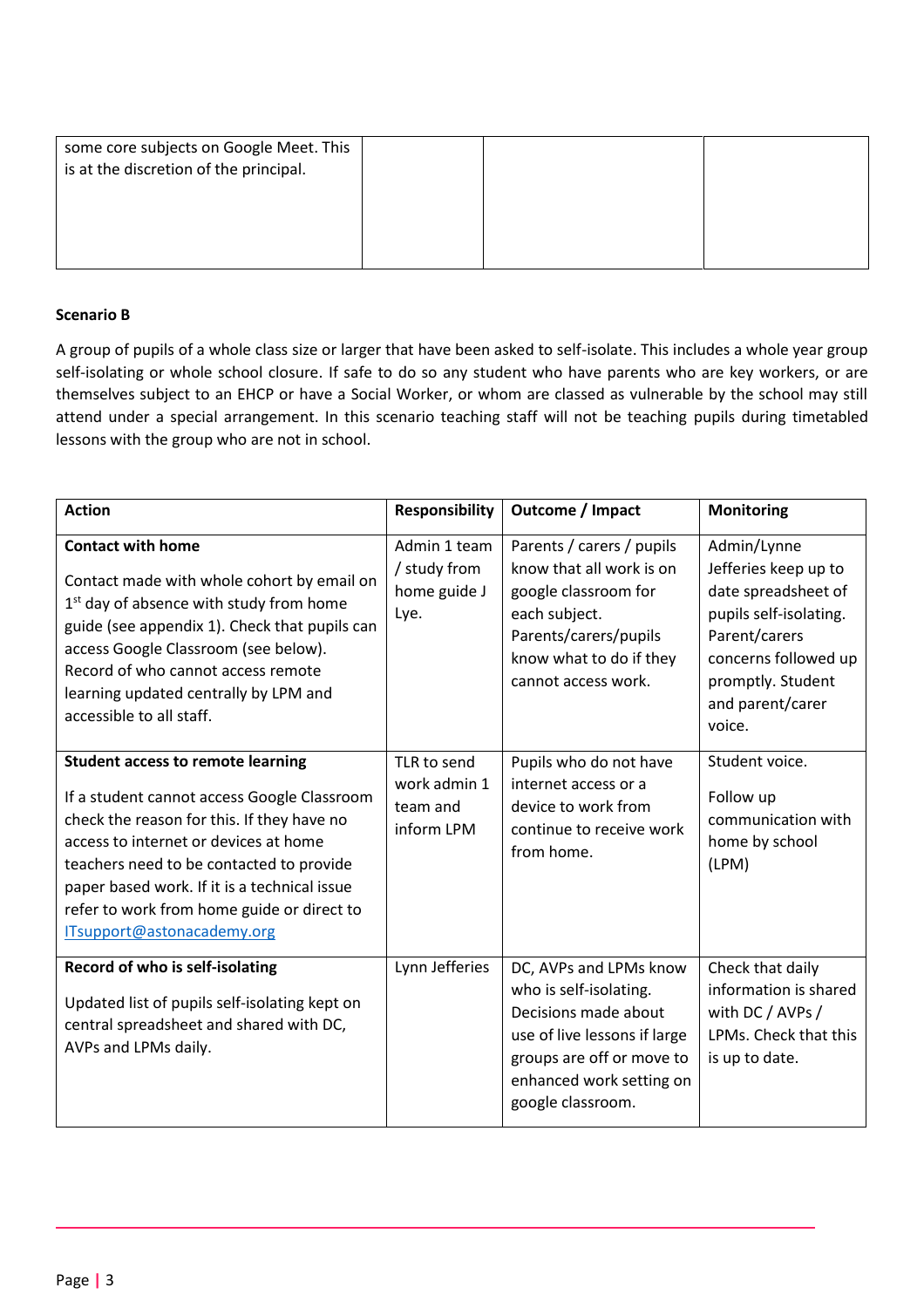| | | | |
|---|---|---|---|
| some core subjects on Google Meet. This is at the discretion of the principal. | | | |

**Scenario B**

A group of pupils of a whole class size or larger that have been asked to self-isolate. This includes a whole year group self-isolating or whole school closure. If safe to do so any student who have parents who are key workers, or are themselves subject to an EHCP or have a Social Worker, or whom are classed as vulnerable by the school may still attend under a special arrangement. In this scenario teaching staff will not be teaching pupils during timetabled lessons with the group who are not in school.

| Action | Responsibility | Outcome / Impact | Monitoring |
|---|---|---|---|
| **Contact with home**<br><br>Contact made with whole cohort by email on 1st day of absence with study from home guide (see appendix 1). Check that pupils can access Google Classroom (see below). Record of who cannot access remote learning updated centrally by LPM and accessible to all staff. | Admin 1 team / study from home guide J Lye. | Parents / carers / pupils know that all work is on google classroom for each subject. Parents/carers/pupils know what to do if they cannot access work. | Admin/Lynne Jefferies keep up to date spreadsheet of pupils self-isolating. Parent/carers concerns followed up promptly. Student and parent/carer voice. |
| **Student access to remote learning**<br><br>If a student cannot access Google Classroom check the reason for this. If they have no access to internet or devices at home teachers need to be contacted to provide paper based work. If it is a technical issue refer to work from home guide or direct to ITsupport@astonacademy.org | TLR to send work admin 1 team and inform LPM | Pupils who do not have internet access or a device to work from continue to receive work from home. | Student voice.<br><br>Follow up communication with home by school (LPM) |
| **Record of who is self-isolating**<br><br>Updated list of pupils self-isolating kept on central spreadsheet and shared with DC, AVPs and LPMs daily. | Lynn Jefferies | DC, AVPs and LPMs know who is self-isolating. Decisions made about use of live lessons if large groups are off or move to enhanced work setting on google classroom. | Check that daily information is shared with DC / AVPs / LPMs. Check that this is up to date. |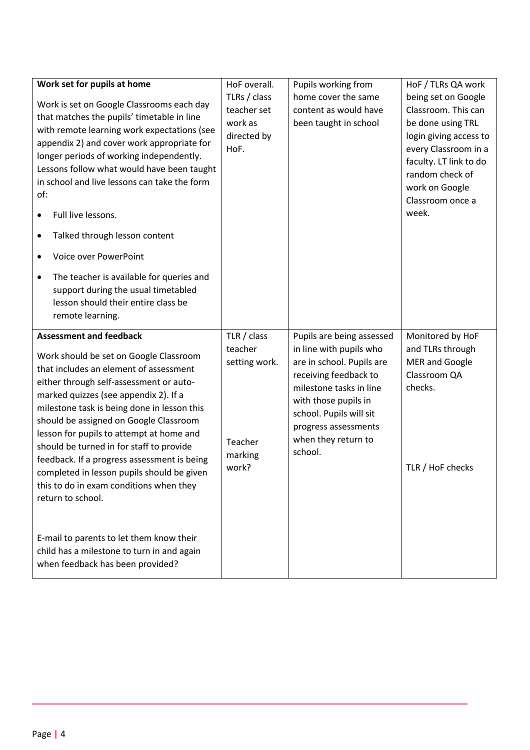| | | | |
|---|---|---|---|
| **Work set for pupils at home**<br><br>Work is set on Google Classrooms each day that matches the pupils' timetable in line with remote learning work expectations (see appendix 2) and cover work appropriate for longer periods of working independently. Lessons follow what would have been taught in school and live lessons can take the form of:<br><br>• Full live lessons.<br>• Talked through lesson content<br>• Voice over PowerPoint<br>• The teacher is available for queries and support during the usual timetabled lesson should their entire class be remote learning. | HoF overall. TLRs / class teacher set work as directed by HoF. | Pupils working from home cover the same content as would have been taught in school | HoF / TLRs QA work being set on Google Classroom. This can be done using TRL login giving access to every Classroom in a faculty. LT link to do random check of work on Google Classroom once a week. |
| **Assessment and feedback**<br><br>Work should be set on Google Classroom that includes an element of assessment either through self-assessment or auto-marked quizzes (see appendix 2). If a milestone task is being done in lesson this should be assigned on Google Classroom lesson for pupils to attempt at home and should be turned in for staff to provide feedback. If a progress assessment is being completed in lesson pupils should be given this to do in exam conditions when they return to school.<br><br>E-mail to parents to let them know their child has a milestone to turn in and again when feedback has been provided? | TLR / class teacher setting work.<br><br>Teacher marking work? | Pupils are being assessed in line with pupils who are in school. Pupils are receiving feedback to milestone tasks in line with those pupils in school. Pupils will sit progress assessments when they return to school. | Monitored by HoF and TLRs through MER and Google Classroom QA checks.<br><br>TLR / HoF checks |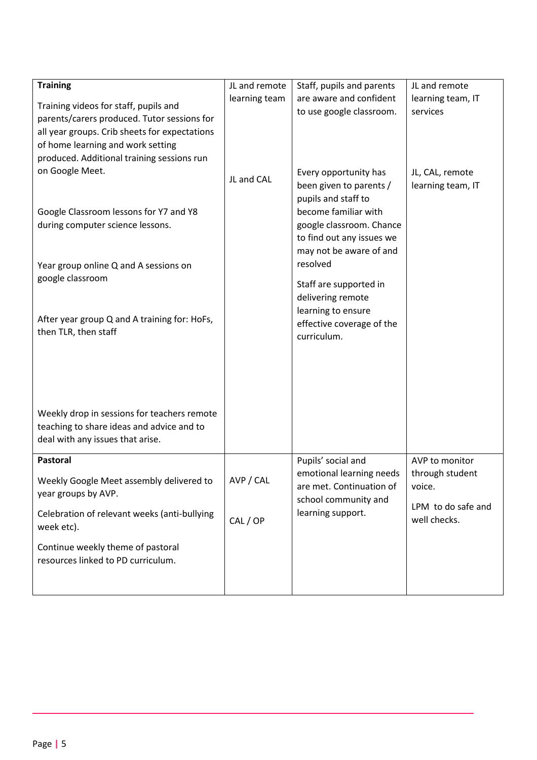| | | | |
|---|---|---|---|
| **Training**<br><br>Training videos for staff, pupils and parents/carers produced. Tutor sessions for all year groups. Crib sheets for expectations of home learning and work setting produced. Additional training sessions run on Google Meet.<br><br>Google Classroom lessons for Y7 and Y8 during computer science lessons.<br><br>Year group online Q and A sessions on google classroom<br><br>After year group Q and A training for: HoFs, then TLR, then staff<br><br>Weekly drop in sessions for teachers remote teaching to share ideas and advice and to deal with any issues that arise. | JL and remote learning team<br><br>JL and CAL | Staff, pupils and parents are aware and confident to use google classroom.<br><br>Every opportunity has been given to parents / pupils and staff to become familiar with google classroom. Chance to find out any issues we may not be aware of and resolved<br><br>Staff are supported in delivering remote learning to ensure effective coverage of the curriculum. | JL and remote learning team, IT services<br><br>JL, CAL, remote learning team, IT |
| **Pastoral**<br><br>Weekly Google Meet assembly delivered to year groups by AVP.<br><br>Celebration of relevant weeks (anti-bullying week etc).<br><br>Continue weekly theme of pastoral resources linked to PD curriculum. | AVP / CAL<br><br>CAL / OP | Pupils' social and emotional learning needs are met. Continuation of school community and learning support. | AVP to monitor through student voice.<br><br>LPM to do safe and well checks. |